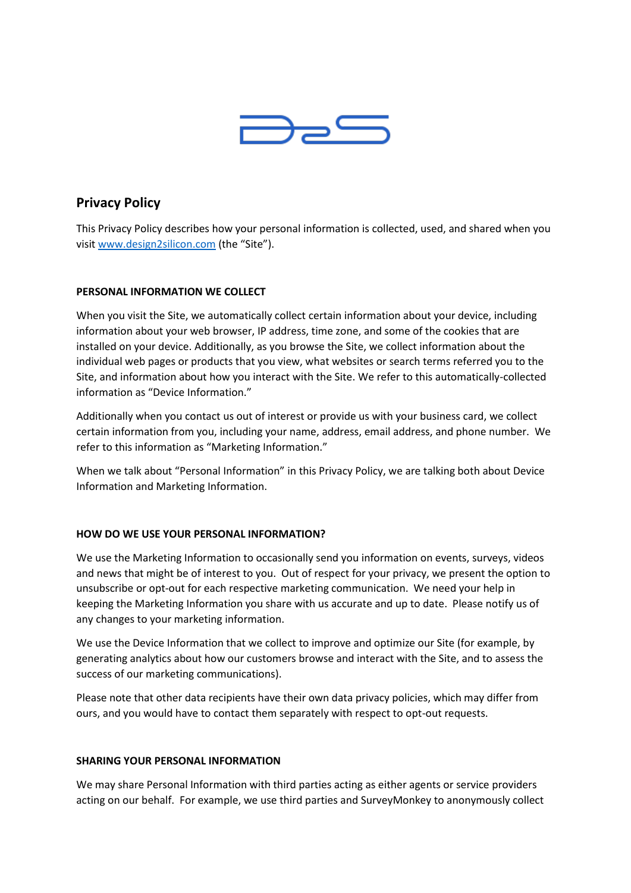# Privacy Policy

This Privacy Policy describes how your personal information is collected, used, and shared when you visit [www.design2silicon.com](http://www.design2silicon.com) (the "Site").

### PERSONAL INFORMATION WE COLLECT

When you visit the Site, we automatically collect certain information about your device, including information about your web browser, IP address, time zone, and some of the cookies that are installed on your device. Additionally, as you browse the Site, we collect information about the individual web pages or products that you view, what websites or search terms referred you to the Site, and information about how you interact with the Site. We refer to this automatically-collected information as "Device Information."

Additionally when you contact us out of interest or provide us with your business card, we collect certain information from you, including your name, address, email address, and phone number. We refer to this information as "Marketing Information."

When we talk about "Personal Information" in this Privacy Policy, we are talking both about Device Information and Marketing Information.

### HOW DO WE USE YOUR PERSONAL INFORMATION?

We use the Marketing Information to occasionally send you information on events, surveys, videos and news that might be of interest to you. Out of respect for your privacy, we present the option to unsubscribe or opt-out for each respective marketing communication. We need your help in keeping the Marketing Information you share with us accurate and up to date. Please notify us of any changes to your marketing information.

We use the Device Information that we collect to improve and optimize our Site (for example, by generating analytics about how our customers browse and interact with the Site, and to assess the success of our marketing communications).

Please note that other data recipients have their own data privacy policies, which may differ from ours, and you would have to contact them separately with respect to opt-out requests.

### SHARING YOUR PERSONAL INFORMATION

We may share Personal Information with third parties acting as either agents or service providers acting on our behalf. For example, we use third parties and SurveyMonkey to anonymously collect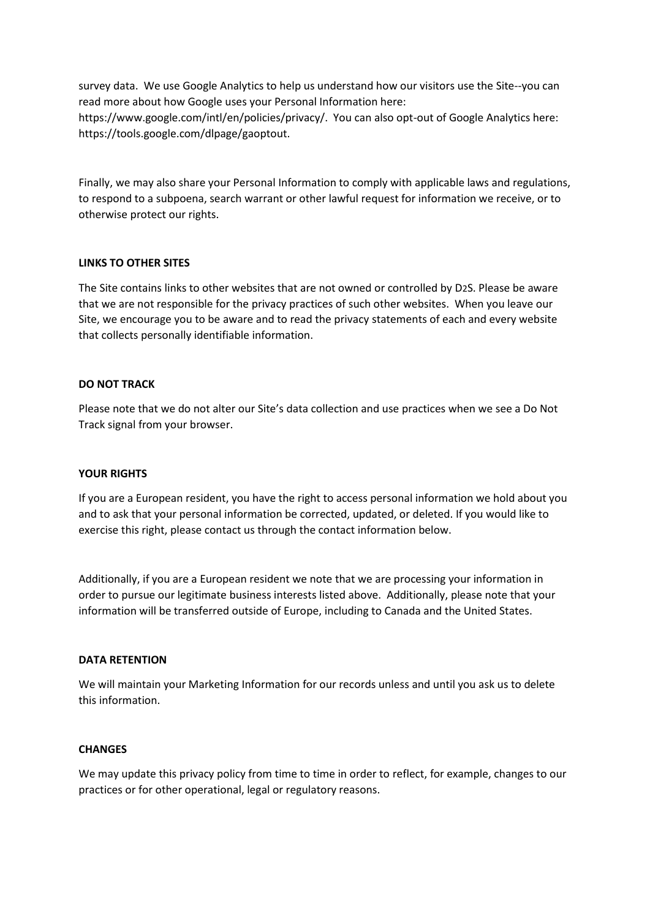survey data. We use Google Analytics to help us understand how our visitors use the Site--you can read more about how Google uses your Personal Information here: https://www.google.com/intl/en/policies/privacy/. You can also opt-out of Google Analytics here: https://tools.google.com/dlpage/gaoptout.

Finally, we may also share your Personal Information to comply with applicable laws and regulations, to respond to a subpoena, search warrant or other lawful request for information we receive, or to otherwise protect our rights.

## LINKS TO OTHER SITES

The Site contains links to other websites that are not owned or controlled by D2S. Please be aware that we are not responsible for the privacy practices of such other websites. When you leave our Site, we encourage you to be aware and to read the privacy statements of each and every website that collects personally identifiable information.

## DO NOT TRACK

Please note that we do not alter our Site's data collection and use practices when we see a Do Not Track signal from your browser.

## YOUR RIGHTS

If you are a European resident, you have the right to access personal information we hold about you and to ask that your personal information be corrected, updated, or deleted. If you would like to exercise this right, please contact us through the contact information below.

Additionally, if you are a European resident we note that we are processing your information in order to pursue our legitimate business interests listed above. Additionally, please note that your information will be transferred outside of Europe, including to Canada and the United States.

## DATA RETENTION

We will maintain your Marketing Information for our records unless and until you ask us to delete this information.

## CHANGES

We may update this privacy policy from time to time in order to reflect, for example, changes to our practices or for other operational, legal or regulatory reasons.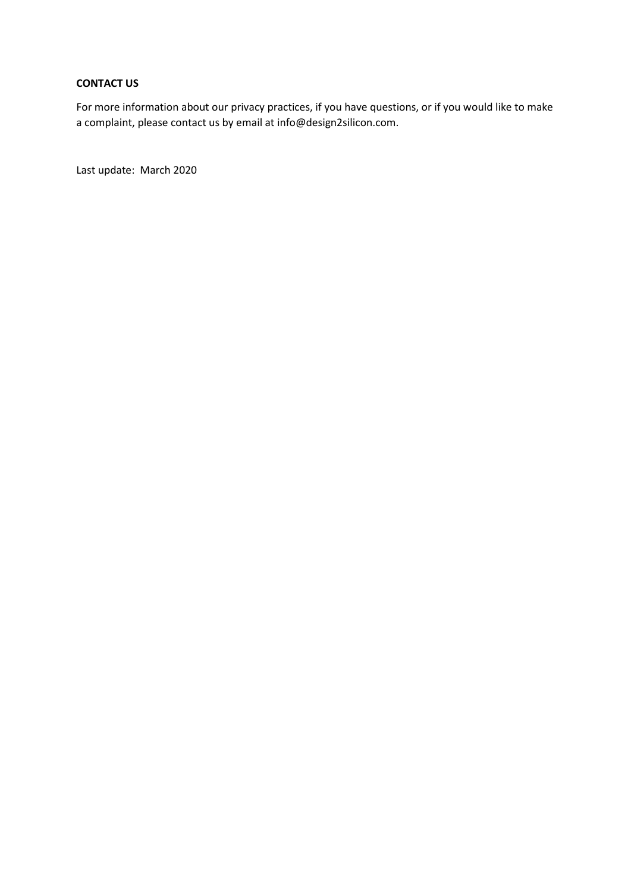**CONTACT US**

For more information about our privacy practices, if you have questions, or if you would like to make a complaint, please contact us by email at info@design2silicon.com.

Last update: March 2020